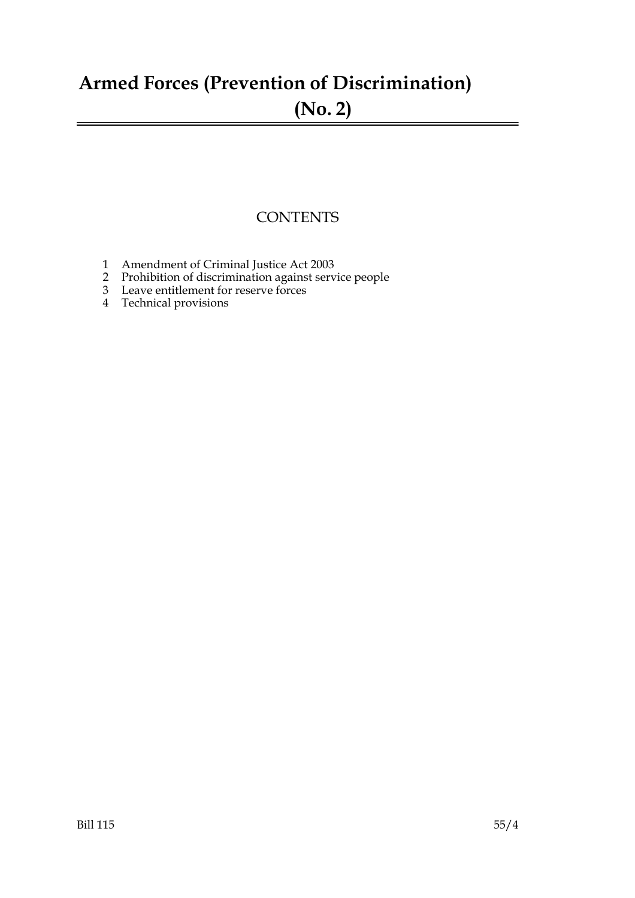# Armed Forces (Prevention of Discrimination) (No. 2)

## CONTENTS

1 Amendment of Criminal Justice Act 2003
2 Prohibition of discrimination against service people
3 Leave entitlement for reserve forces
4 Technical provisions

Bill 115 55/4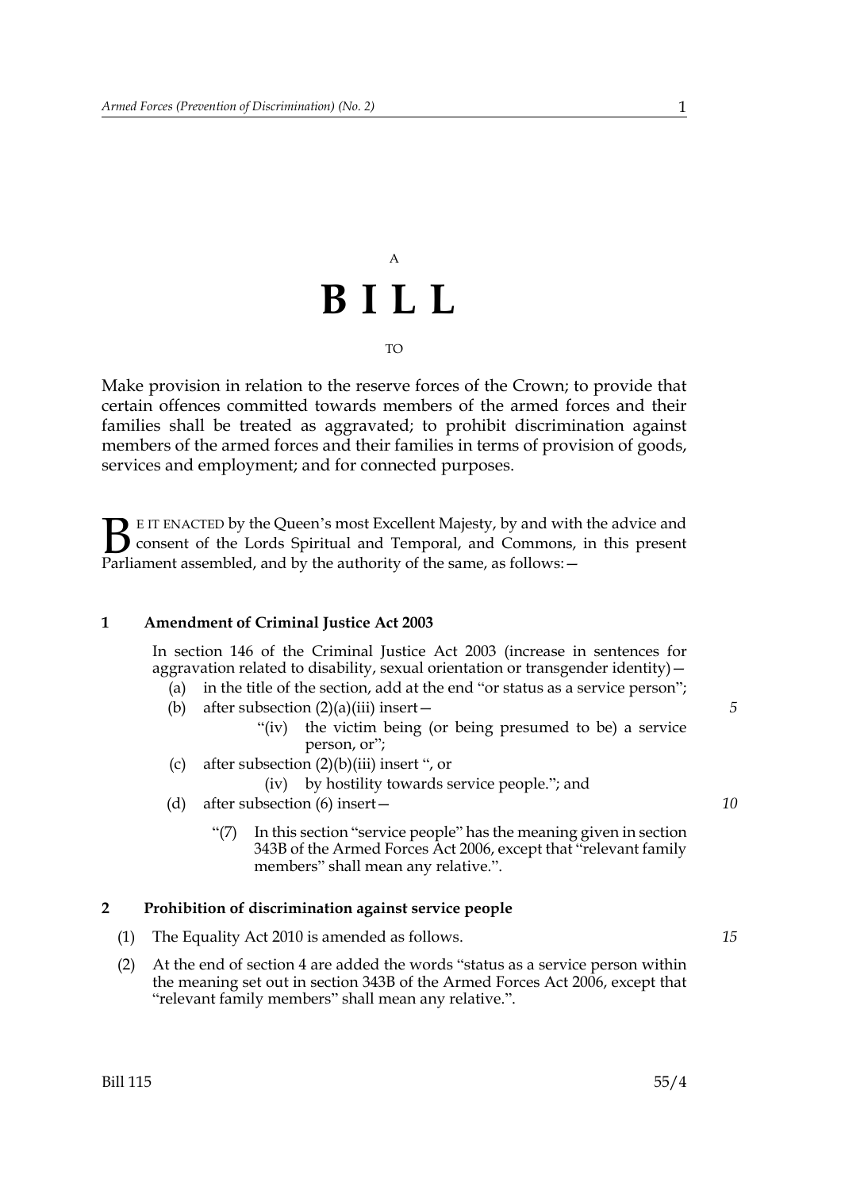A

# BILL

TO

Make provision in relation to the reserve forces of the Crown; to provide that certain offences committed towards members of the armed forces and their families shall be treated as aggravated; to prohibit discrimination against members of the armed forces and their families in terms of provision of goods, services and employment; and for connected purposes.

BE IT ENACTED by the Queen's most Excellent Majesty, by and with the advice and consent of the Lords Spiritual and Temporal, and Commons, in this present Parliament assembled, and by the authority of the same, as follows:—

### 1 Amendment of Criminal Justice Act 2003

In section 146 of the Criminal Justice Act 2003 (increase in sentences for aggravation related to disability, sexual orientation or transgender identity)—

(a) in the title of the section, add at the end "or status as a service person";

(b) after subsection (2)(a)(iii) insert—

"(iv) the victim being (or being presumed to be) a service person, or";

(c) after subsection (2)(b)(iii) insert ", or

(iv) by hostility towards service people."; and

(d) after subsection (6) insert—

"(7) In this section "service people" has the meaning given in section 343B of the Armed Forces Act 2006, except that "relevant family members" shall mean any relative.".

### 2 Prohibition of discrimination against service people

(1) The Equality Act 2010 is amended as follows.

(2) At the end of section 4 are added the words "status as a service person within the meaning set out in section 343B of the Armed Forces Act 2006, except that "relevant family members" shall mean any relative.".

Bill 115 55/4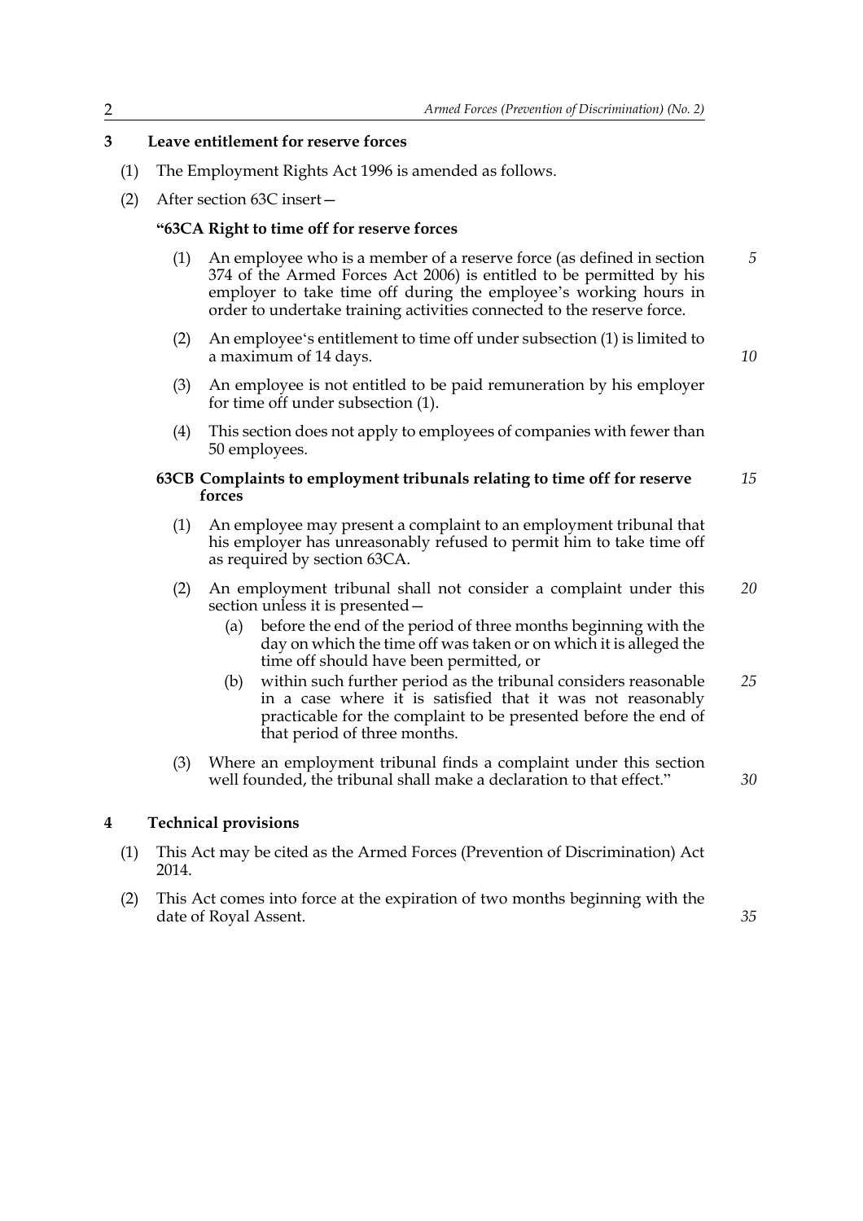## 3 Leave entitlement for reserve forces

(1) The Employment Rights Act 1996 is amended as follows.

(2) After section 63C insert—

### "63CA Right to time off for reserve forces

(1) An employee who is a member of a reserve force (as defined in section 374 of the Armed Forces Act 2006) is entitled to be permitted by his employer to take time off during the employee's working hours in order to undertake training activities connected to the reserve force.

(2) An employee's entitlement to time off under subsection (1) is limited to a maximum of 14 days.

(3) An employee is not entitled to be paid remuneration by his employer for time off under subsection (1).

(4) This section does not apply to employees of companies with fewer than 50 employees.

### 63CB Complaints to employment tribunals relating to time off for reserve forces

(1) An employee may present a complaint to an employment tribunal that his employer has unreasonably refused to permit him to take time off as required by section 63CA.

(2) An employment tribunal shall not consider a complaint under this section unless it is presented—

(a) before the end of the period of three months beginning with the day on which the time off was taken or on which it is alleged the time off should have been permitted, or

(b) within such further period as the tribunal considers reasonable in a case where it is satisfied that it was not reasonably practicable for the complaint to be presented before the end of that period of three months.

(3) Where an employment tribunal finds a complaint under this section well founded, the tribunal shall make a declaration to that effect."

## 4 Technical provisions

(1) This Act may be cited as the Armed Forces (Prevention of Discrimination) Act 2014.

(2) This Act comes into force at the expiration of two months beginning with the date of Royal Assent.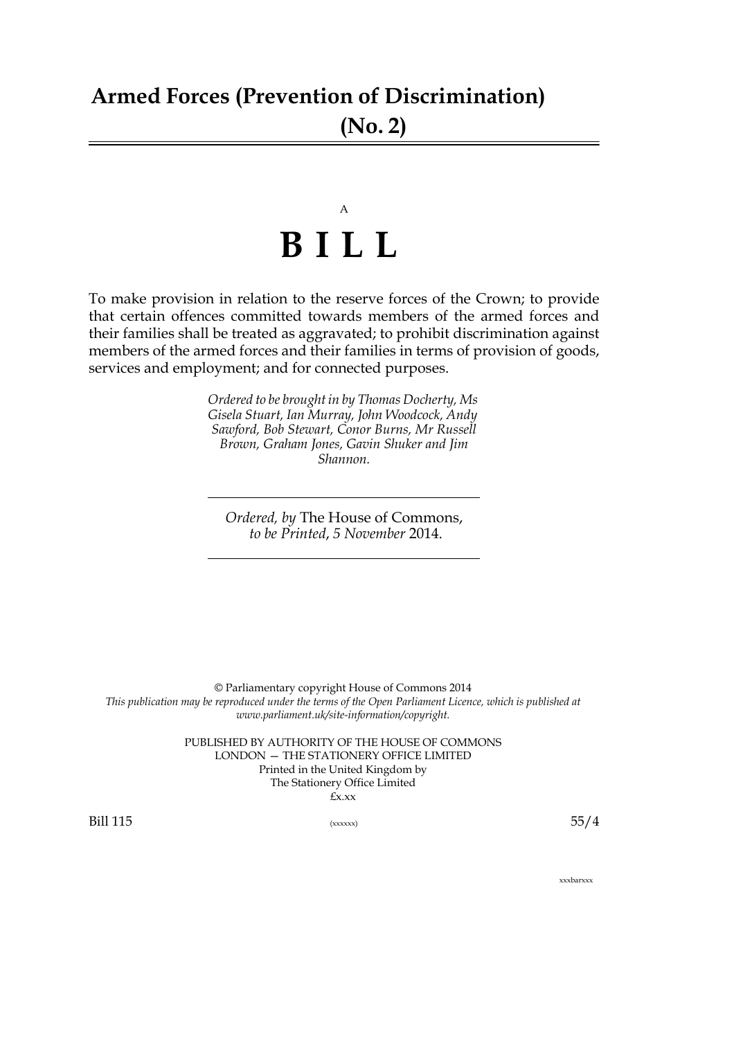# Armed Forces (Prevention of Discrimination) (No. 2)

A

# B I L L

To make provision in relation to the reserve forces of the Crown; to provide that certain offences committed towards members of the armed forces and their families shall be treated as aggravated; to prohibit discrimination against members of the armed forces and their families in terms of provision of goods, services and employment; and for connected purposes.

*Ordered to be brought in by Thomas Docherty, Ms Gisela Stuart, Ian Murray, John Woodcock, Andy Sawford, Bob Stewart, Conor Burns, Mr Russell Brown, Graham Jones, Gavin Shuker and Jim Shannon.*

---

*Ordered, by* The House of Commons, *to be Printed*, *5 November* 2014.

---

© Parliamentary copyright House of Commons 2014
*This publication may be reproduced under the terms of the Open Parliament Licence, which is published at www.parliament.uk/site-information/copyright.*

PUBLISHED BY AUTHORITY OF THE HOUSE OF COMMONS
LONDON — THE STATIONERY OFFICE LIMITED
Printed in the United Kingdom by
The Stationery Office Limited
£x.xx

Bill 115 (xxxxxx) 55/4

xxxbarxxx